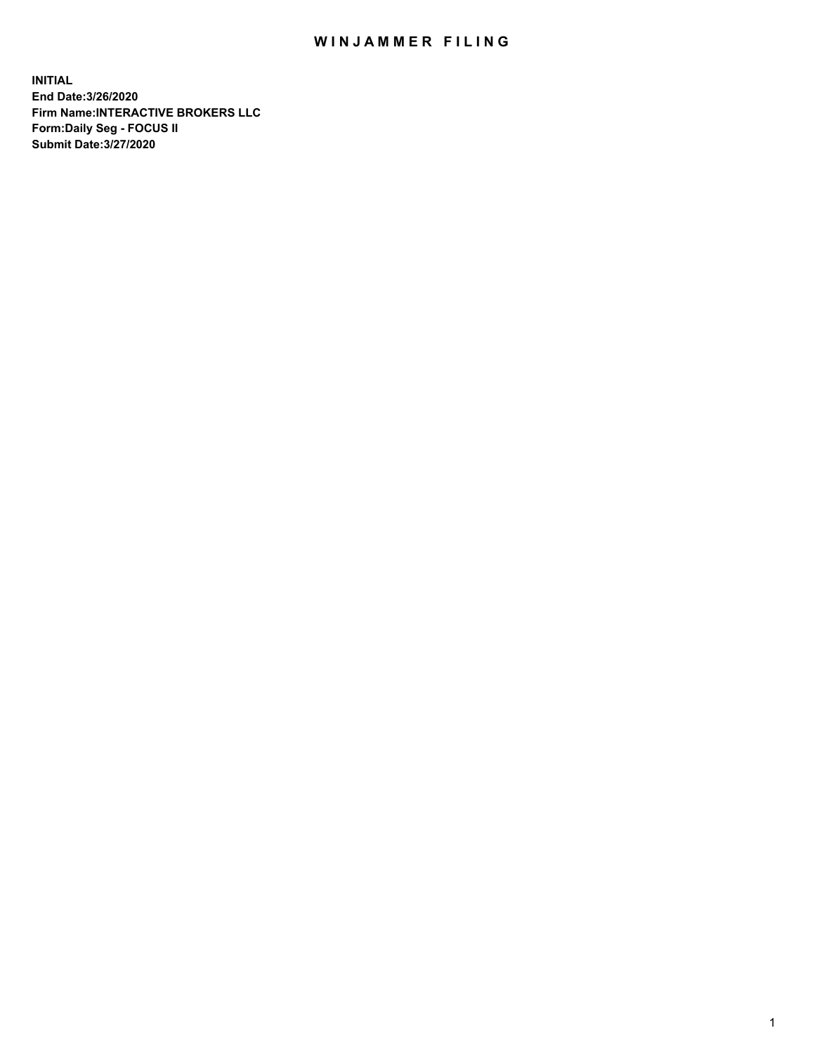# WINJAMMER FILING

**INITIAL**
**End Date:3/26/2020**
**Firm Name:INTERACTIVE BROKERS LLC**
**Form:Daily Seg - FOCUS II**
**Submit Date:3/27/2020**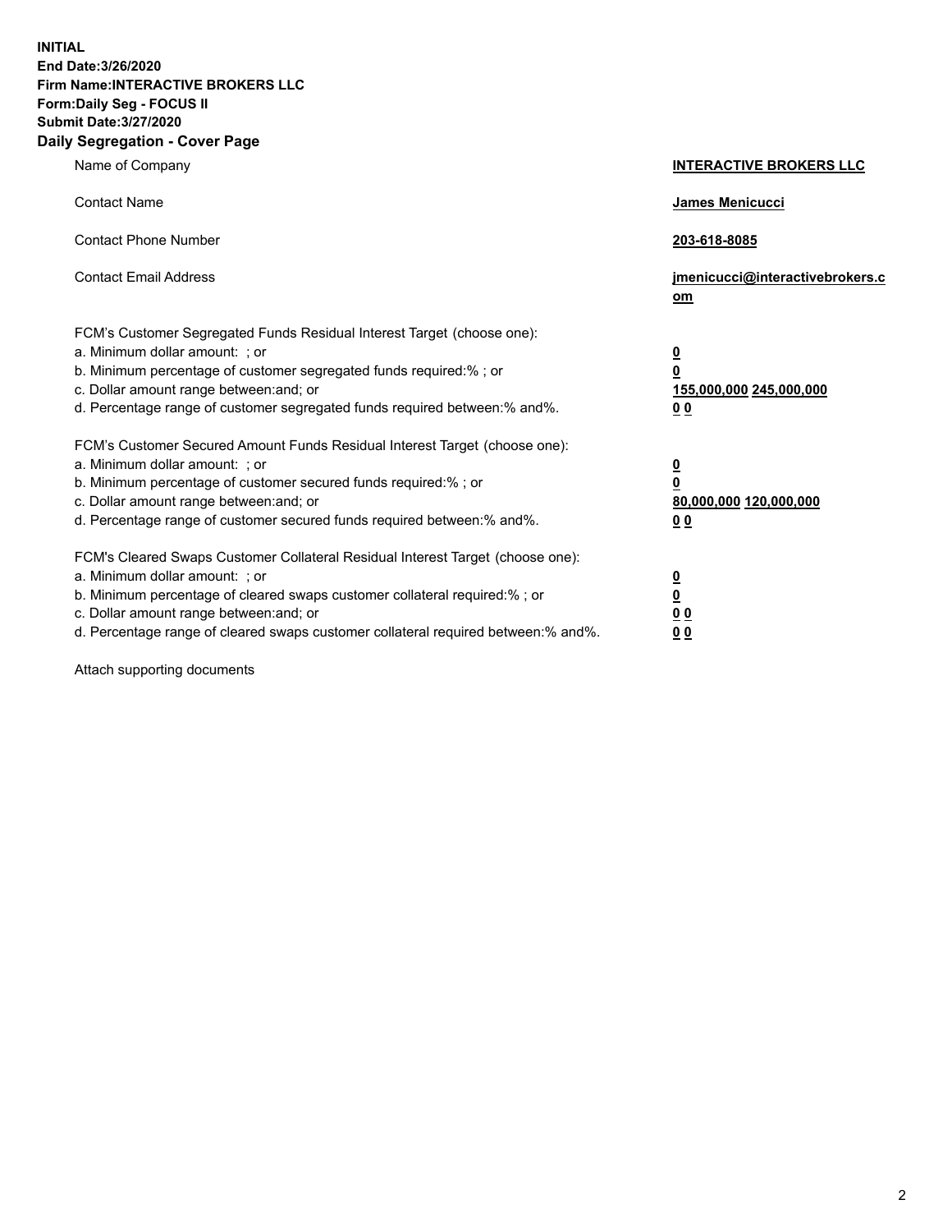**INITIAL**
**End Date:3/26/2020**
**Firm Name:INTERACTIVE BROKERS LLC**
**Form:Daily Seg - FOCUS II**
**Submit Date:3/27/2020**

## Daily Segregation - Cover Page

| | |
|---|---|
| Name of Company | **INTERACTIVE BROKERS LLC** |
| Contact Name | **James Menicucci** |
| Contact Phone Number | **203-618-8085** |
| Contact Email Address | **jmenicucci@interactivebrokers.com** |

| | |
|---|---|
| FCM's Customer Segregated Funds Residual Interest Target (choose one): | |
| a. Minimum dollar amount: ; or | **0** |
| b. Minimum percentage of customer segregated funds required:% ; or | **0** |
| c. Dollar amount range between:and; or | **155,000,000** **245,000,000** |
| d. Percentage range of customer segregated funds required between:% and%. | **0** **0** |
| FCM's Customer Secured Amount Funds Residual Interest Target (choose one): | |
| a. Minimum dollar amount: ; or | **0** |
| b. Minimum percentage of customer secured funds required:% ; or | **0** |
| c. Dollar amount range between:and; or | **80,000,000** **120,000,000** |
| d. Percentage range of customer secured funds required between:% and%. | **0** **0** |
| FCM's Cleared Swaps Customer Collateral Residual Interest Target (choose one): | |
| a. Minimum dollar amount: ; or | **0** |
| b. Minimum percentage of cleared swaps customer collateral required:% ; or | **0** |
| c. Dollar amount range between:and; or | **0** **0** |
| d. Percentage range of cleared swaps customer collateral required between:% and%. | **0** **0** |

Attach supporting documents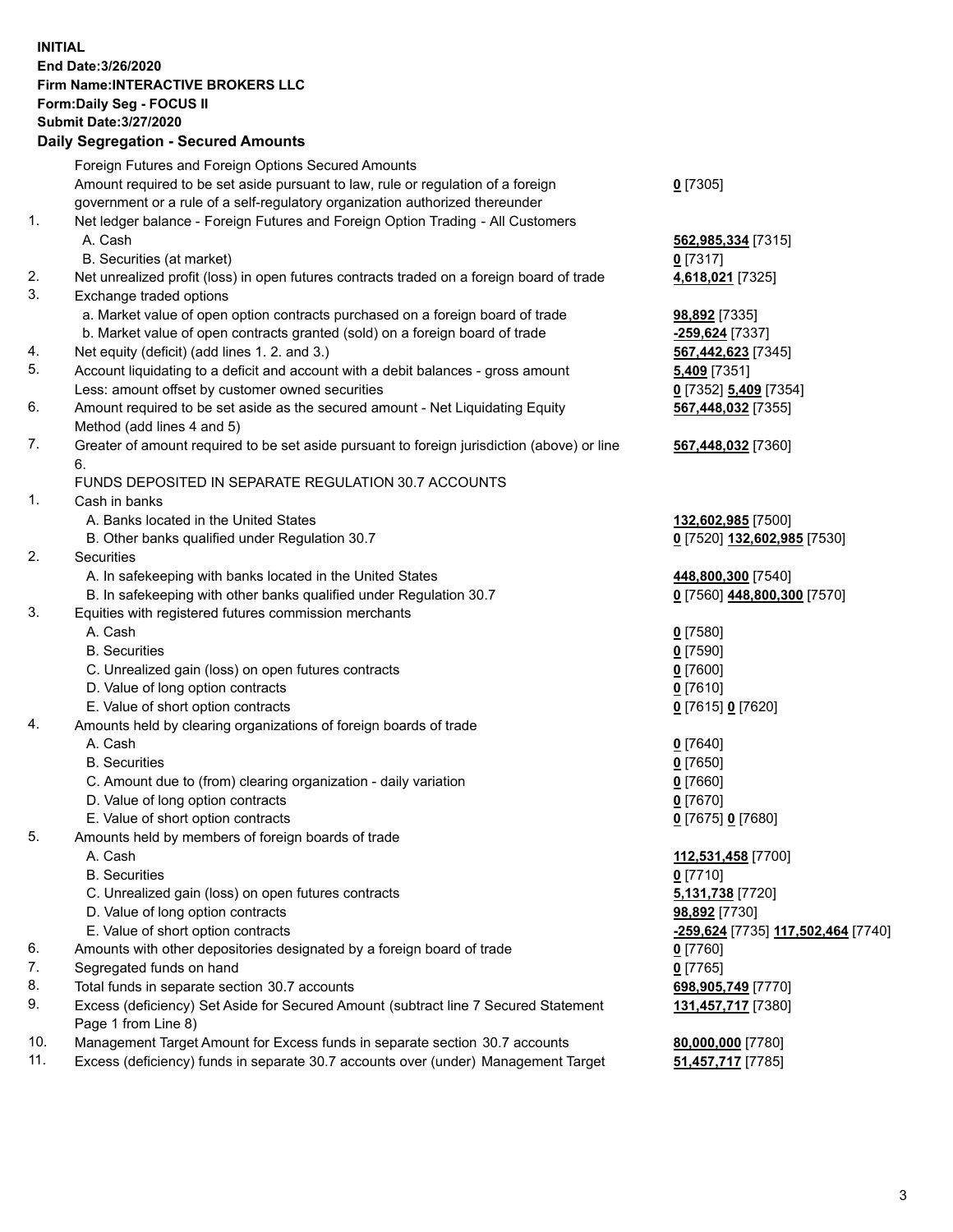**INITIAL**
**End Date:3/26/2020**
**Firm Name:INTERACTIVE BROKERS LLC**
**Form:Daily Seg - FOCUS II**
**Submit Date:3/27/2020**

## Daily Segregation - Secured Amounts

| | | |
|---|---|---|
| | Foreign Futures and Foreign Options Secured Amounts | |
| | Amount required to be set aside pursuant to law, rule or regulation of a foreign government or a rule of a self-regulatory organization authorized thereunder | **0** [7305] |
| 1. | Net ledger balance - Foreign Futures and Foreign Option Trading - All Customers | |
| | A. Cash | **562,985,334** [7315] |
| | B. Securities (at market) | **0** [7317] |
| 2. | Net unrealized profit (loss) in open futures contracts traded on a foreign board of trade | **4,618,021** [7325] |
| 3. | Exchange traded options | |
| | a. Market value of open option contracts purchased on a foreign board of trade | **98,892** [7335] |
| | b. Market value of open contracts granted (sold) on a foreign board of trade | **-259,624** [7337] |
| 4. | Net equity (deficit) (add lines 1. 2. and 3.) | **567,442,623** [7345] |
| 5. | Account liquidating to a deficit and account with a debit balances - gross amount | **5,409** [7351] |
| | Less: amount offset by customer owned securities | **0** [7352] **5,409** [7354] |
| 6. | Amount required to be set aside as the secured amount - Net Liquidating Equity Method (add lines 4 and 5) | **567,448,032** [7355] |
| 7. | Greater of amount required to be set aside pursuant to foreign jurisdiction (above) or line 6. | **567,448,032** [7360] |
| | FUNDS DEPOSITED IN SEPARATE REGULATION 30.7 ACCOUNTS | |
| 1. | Cash in banks | |
| | A. Banks located in the United States | **132,602,985** [7500] |
| | B. Other banks qualified under Regulation 30.7 | **0** [7520] **132,602,985** [7530] |
| 2. | Securities | |
| | A. In safekeeping with banks located in the United States | **448,800,300** [7540] |
| | B. In safekeeping with other banks qualified under Regulation 30.7 | **0** [7560] **448,800,300** [7570] |
| 3. | Equities with registered futures commission merchants | |
| | A. Cash | **0** [7580] |
| | B. Securities | **0** [7590] |
| | C. Unrealized gain (loss) on open futures contracts | **0** [7600] |
| | D. Value of long option contracts | **0** [7610] |
| | E. Value of short option contracts | **0** [7615] **0** [7620] |
| 4. | Amounts held by clearing organizations of foreign boards of trade | |
| | A. Cash | **0** [7640] |
| | B. Securities | **0** [7650] |
| | C. Amount due to (from) clearing organization - daily variation | **0** [7660] |
| | D. Value of long option contracts | **0** [7670] |
| | E. Value of short option contracts | **0** [7675] **0** [7680] |
| 5. | Amounts held by members of foreign boards of trade | |
| | A. Cash | **112,531,458** [7700] |
| | B. Securities | **0** [7710] |
| | C. Unrealized gain (loss) on open futures contracts | **5,131,738** [7720] |
| | D. Value of long option contracts | **98,892** [7730] |
| | E. Value of short option contracts | **-259,624** [7735] **117,502,464** [7740] |
| 6. | Amounts with other depositories designated by a foreign board of trade | **0** [7760] |
| 7. | Segregated funds on hand | **0** [7765] |
| 8. | Total funds in separate section 30.7 accounts | **698,905,749** [7770] |
| 9. | Excess (deficiency) Set Aside for Secured Amount (subtract line 7 Secured Statement Page 1 from Line 8) | **131,457,717** [7380] |
| 10. | Management Target Amount for Excess funds in separate section 30.7 accounts | **80,000,000** [7780] |
| 11. | Excess (deficiency) funds in separate 30.7 accounts over (under) Management Target | **51,457,717** [7785] |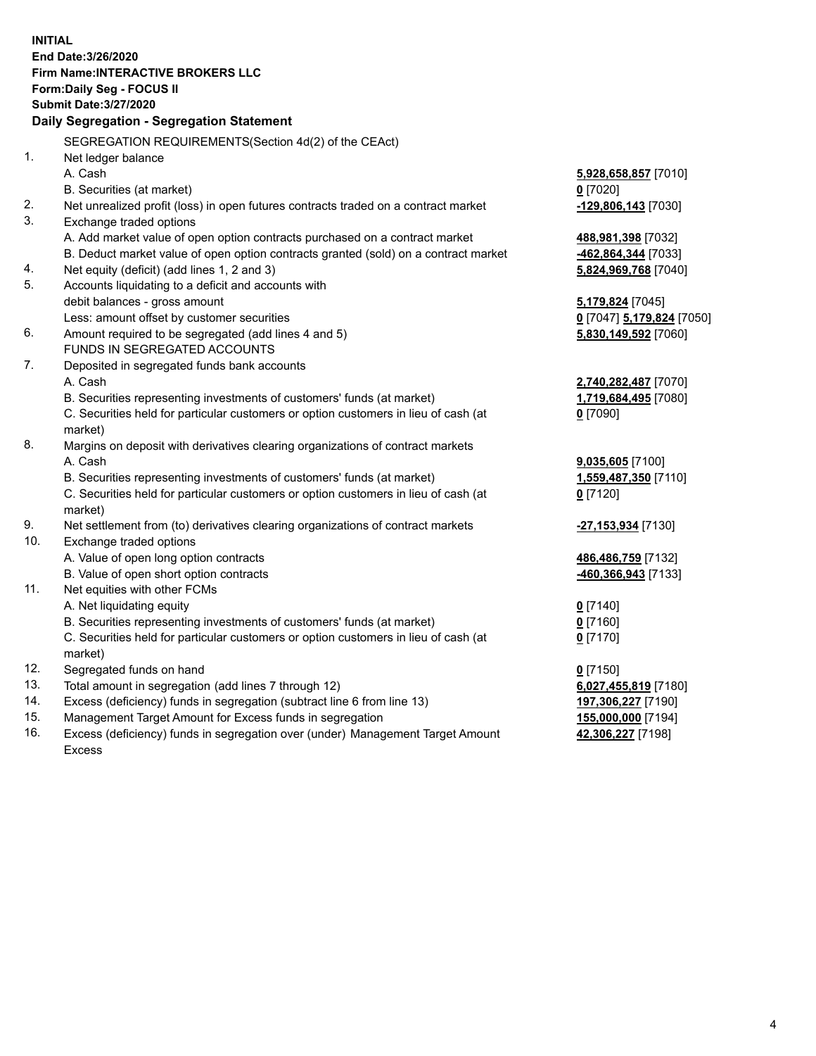**INITIAL**
**End Date:3/26/2020**
**Firm Name:INTERACTIVE BROKERS LLC**
**Form:Daily Seg - FOCUS II**
**Submit Date:3/27/2020**

## Daily Segregation - Segregation Statement

| | | |
|---|---|---|
| | SEGREGATION REQUIREMENTS(Section 4d(2) of the CEAct) | |
| 1. | Net ledger balance | |
| | A. Cash | **5,928,658,857** [7010] |
| | B. Securities (at market) | **0** [7020] |
| 2. | Net unrealized profit (loss) in open futures contracts traded on a contract market | **-129,806,143** [7030] |
| 3. | Exchange traded options | |
| | A. Add market value of open option contracts purchased on a contract market | **488,981,398** [7032] |
| | B. Deduct market value of open option contracts granted (sold) on a contract market | **-462,864,344** [7033] |
| 4. | Net equity (deficit) (add lines 1, 2 and 3) | **5,824,969,768** [7040] |
| 5. | Accounts liquidating to a deficit and accounts with | |
| | debit balances - gross amount | **5,179,824** [7045] |
| | Less: amount offset by customer securities | **0** [7047] **5,179,824** [7050] |
| 6. | Amount required to be segregated (add lines 4 and 5) | **5,830,149,592** [7060] |
| | FUNDS IN SEGREGATED ACCOUNTS | |
| 7. | Deposited in segregated funds bank accounts | |
| | A. Cash | **2,740,282,487** [7070] |
| | B. Securities representing investments of customers' funds (at market) | **1,719,684,495** [7080] |
| | C. Securities held for particular customers or option customers in lieu of cash (at market) | **0** [7090] |
| 8. | Margins on deposit with derivatives clearing organizations of contract markets | |
| | A. Cash | **9,035,605** [7100] |
| | B. Securities representing investments of customers' funds (at market) | **1,559,487,350** [7110] |
| | C. Securities held for particular customers or option customers in lieu of cash (at market) | **0** [7120] |
| 9. | Net settlement from (to) derivatives clearing organizations of contract markets | **-27,153,934** [7130] |
| 10. | Exchange traded options | |
| | A. Value of open long option contracts | **486,486,759** [7132] |
| | B. Value of open short option contracts | **-460,366,943** [7133] |
| 11. | Net equities with other FCMs | |
| | A. Net liquidating equity | **0** [7140] |
| | B. Securities representing investments of customers' funds (at market) | **0** [7160] |
| | C. Securities held for particular customers or option customers in lieu of cash (at market) | **0** [7170] |
| 12. | Segregated funds on hand | **0** [7150] |
| 13. | Total amount in segregation (add lines 7 through 12) | **6,027,455,819** [7180] |
| 14. | Excess (deficiency) funds in segregation (subtract line 6 from line 13) | **197,306,227** [7190] |
| 15. | Management Target Amount for Excess funds in segregation | **155,000,000** [7194] |
| 16. | Excess (deficiency) funds in segregation over (under) Management Target Amount Excess | **42,306,227** [7198] |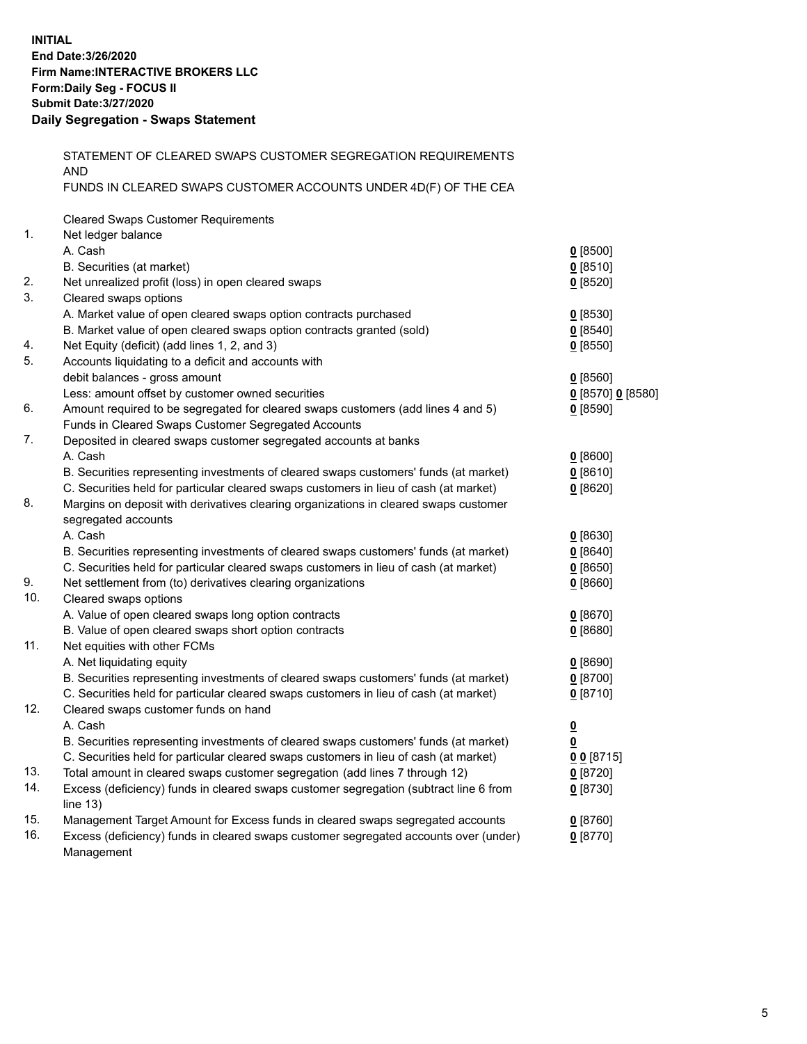**INITIAL**
**End Date:3/26/2020**
**Firm Name:INTERACTIVE BROKERS LLC**
**Form:Daily Seg - FOCUS II**
**Submit Date:3/27/2020**
**Daily Segregation - Swaps Statement**

STATEMENT OF CLEARED SWAPS CUSTOMER SEGREGATION REQUIREMENTS AND FUNDS IN CLEARED SWAPS CUSTOMER ACCOUNTS UNDER 4D(F) OF THE CEA

| | | |
|---|---|---|
| | Cleared Swaps Customer Requirements | |
| 1. | Net ledger balance | |
| | A. Cash | 0 [8500] |
| | B. Securities (at market) | 0 [8510] |
| 2. | Net unrealized profit (loss) in open cleared swaps | 0 [8520] |
| 3. | Cleared swaps options | |
| | A. Market value of open cleared swaps option contracts purchased | 0 [8530] |
| | B. Market value of open cleared swaps option contracts granted (sold) | 0 [8540] |
| 4. | Net Equity (deficit) (add lines 1, 2, and 3) | 0 [8550] |
| 5. | Accounts liquidating to a deficit and accounts with | |
| | debit balances - gross amount | 0 [8560] |
| | Less: amount offset by customer owned securities | 0 [8570] 0 [8580] |
| 6. | Amount required to be segregated for cleared swaps customers (add lines 4 and 5) | 0 [8590] |
| | Funds in Cleared Swaps Customer Segregated Accounts | |
| 7. | Deposited in cleared swaps customer segregated accounts at banks | |
| | A. Cash | 0 [8600] |
| | B. Securities representing investments of cleared swaps customers' funds (at market) | 0 [8610] |
| | C. Securities held for particular cleared swaps customers in lieu of cash (at market) | 0 [8620] |
| 8. | Margins on deposit with derivatives clearing organizations in cleared swaps customer segregated accounts | |
| | A. Cash | 0 [8630] |
| | B. Securities representing investments of cleared swaps customers' funds (at market) | 0 [8640] |
| | C. Securities held for particular cleared swaps customers in lieu of cash (at market) | 0 [8650] |
| 9. | Net settlement from (to) derivatives clearing organizations | 0 [8660] |
| 10. | Cleared swaps options | |
| | A. Value of open cleared swaps long option contracts | 0 [8670] |
| | B. Value of open cleared swaps short option contracts | 0 [8680] |
| 11. | Net equities with other FCMs | |
| | A. Net liquidating equity | 0 [8690] |
| | B. Securities representing investments of cleared swaps customers' funds (at market) | 0 [8700] |
| | C. Securities held for particular cleared swaps customers in lieu of cash (at market) | 0 [8710] |
| 12. | Cleared swaps customer funds on hand | |
| | A. Cash | 0 |
| | B. Securities representing investments of cleared swaps customers' funds (at market) | 0 |
| | C. Securities held for particular cleared swaps customers in lieu of cash (at market) | 0 0 [8715] |
| 13. | Total amount in cleared swaps customer segregation (add lines 7 through 12) | 0 [8720] |
| 14. | Excess (deficiency) funds in cleared swaps customer segregation (subtract line 6 from line 13) | 0 [8730] |
| 15. | Management Target Amount for Excess funds in cleared swaps segregated accounts | 0 [8760] |
| 16. | Excess (deficiency) funds in cleared swaps customer segregated accounts over (under) Management | 0 [8770] |